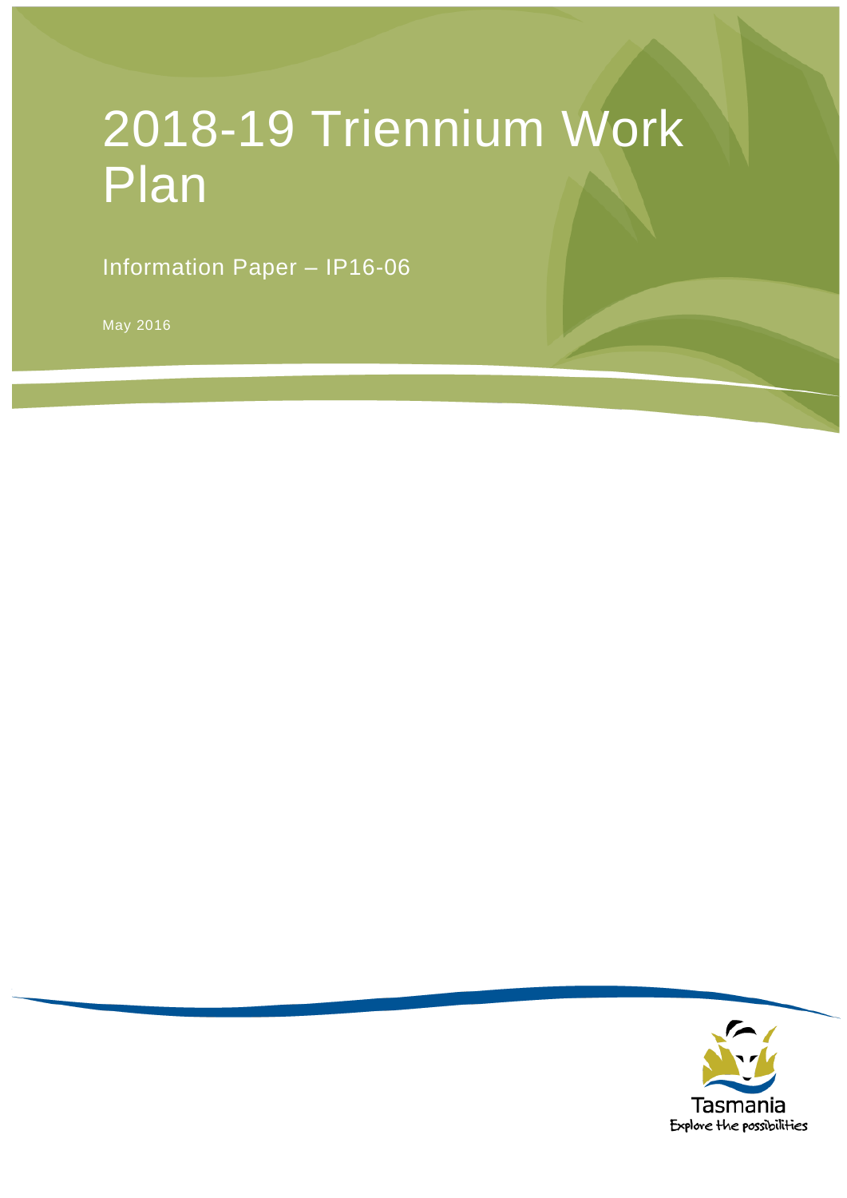# 2018-19 Triennium Work Plan

Information Paper – IP16-06

May 2016

Tasmania
Explore the possibilities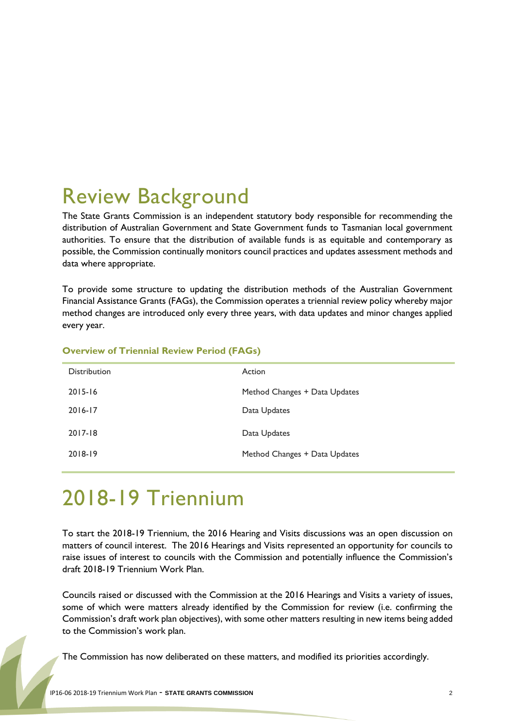# Review Background

The State Grants Commission is an independent statutory body responsible for recommending the distribution of Australian Government and State Government funds to Tasmanian local government authorities. To ensure that the distribution of available funds is as equitable and contemporary as possible, the Commission continually monitors council practices and updates assessment methods and data where appropriate.

To provide some structure to updating the distribution methods of the Australian Government Financial Assistance Grants (FAGs), the Commission operates a triennial review policy whereby major method changes are introduced only every three years, with data updates and minor changes applied every year.

**Overview of Triennial Review Period (FAGs)**

| Distribution | Action |
|---|---|
| 2015-16 | Method Changes + Data Updates |
| 2016-17 | Data Updates |
| 2017-18 | Data Updates |
| 2018-19 | Method Changes + Data Updates |

# 2018-19 Triennium

To start the 2018-19 Triennium, the 2016 Hearing and Visits discussions was an open discussion on matters of council interest. The 2016 Hearings and Visits represented an opportunity for councils to raise issues of interest to councils with the Commission and potentially influence the Commission's draft 2018-19 Triennium Work Plan.

Councils raised or discussed with the Commission at the 2016 Hearings and Visits a variety of issues, some of which were matters already identified by the Commission for review (i.e. confirming the Commission's draft work plan objectives), with some other matters resulting in new items being added to the Commission's work plan.

The Commission has now deliberated on these matters, and modified its priorities accordingly.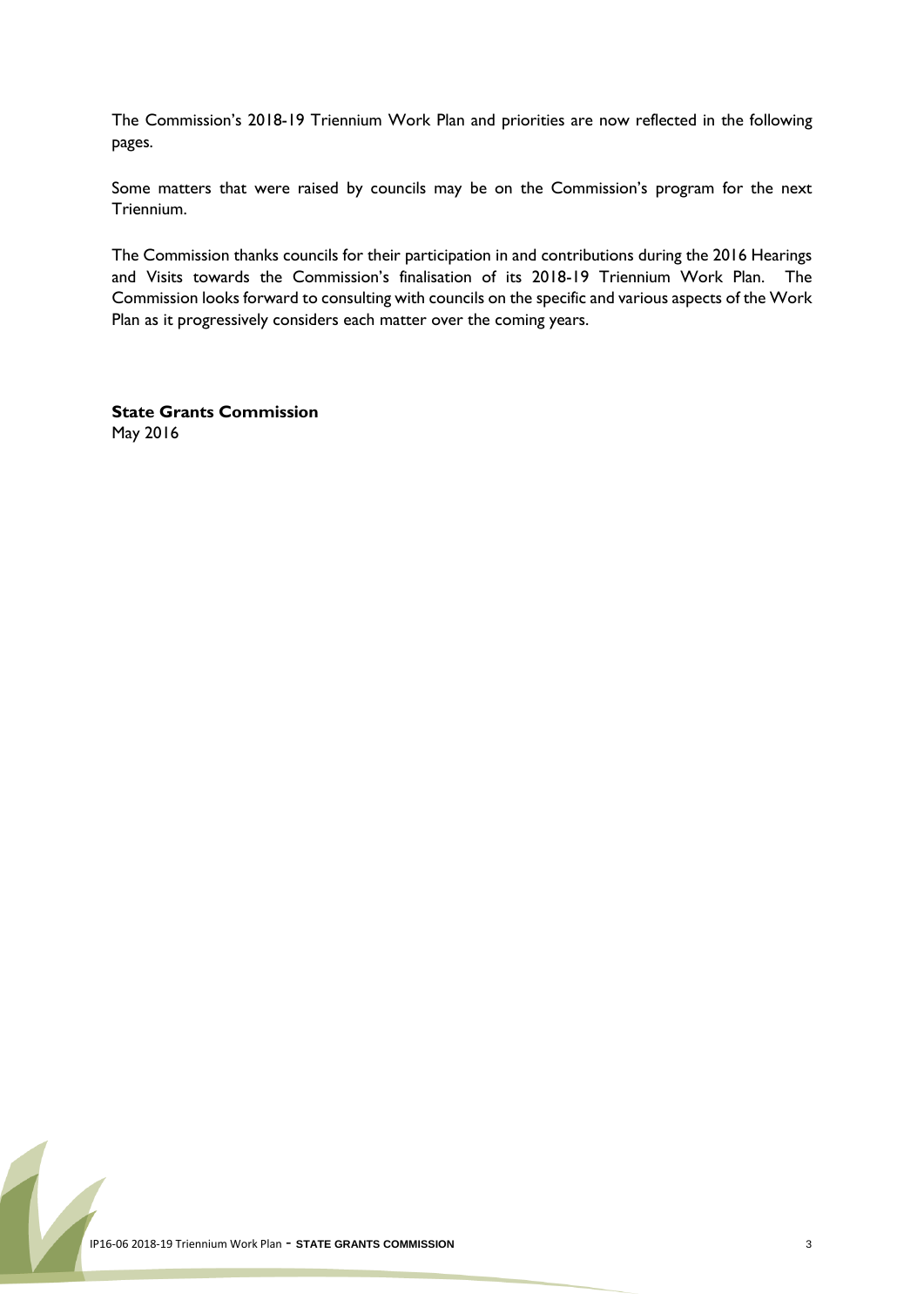The Commission's 2018-19 Triennium Work Plan and priorities are now reflected in the following pages.

Some matters that were raised by councils may be on the Commission's program for the next Triennium.

The Commission thanks councils for their participation in and contributions during the 2016 Hearings and Visits towards the Commission's finalisation of its 2018-19 Triennium Work Plan. The Commission looks forward to consulting with councils on the specific and various aspects of the Work Plan as it progressively considers each matter over the coming years.

**State Grants Commission**
May 2016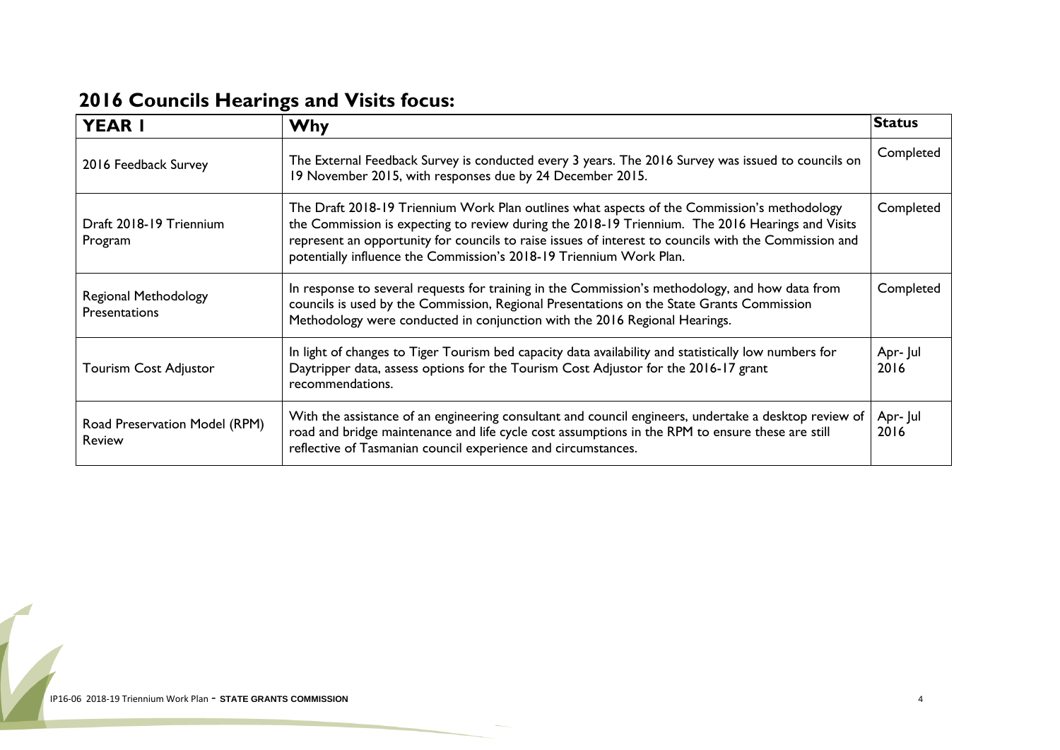## 2016 Councils Hearings and Visits focus:

| YEAR 1 | Why | Status |
|---|---|---|
| 2016 Feedback Survey | The External Feedback Survey is conducted every 3 years. The 2016 Survey was issued to councils on 19 November 2015, with responses due by 24 December 2015. | Completed |
| Draft 2018-19 Triennium Program | The Draft 2018-19 Triennium Work Plan outlines what aspects of the Commission's methodology the Commission is expecting to review during the 2018-19 Triennium. The 2016 Hearings and Visits represent an opportunity for councils to raise issues of interest to councils with the Commission and potentially influence the Commission's 2018-19 Triennium Work Plan. | Completed |
| Regional Methodology Presentations | In response to several requests for training in the Commission's methodology, and how data from councils is used by the Commission, Regional Presentations on the State Grants Commission Methodology were conducted in conjunction with the 2016 Regional Hearings. | Completed |
| Tourism Cost Adjustor | In light of changes to Tiger Tourism bed capacity data availability and statistically low numbers for Daytripper data, assess options for the Tourism Cost Adjustor for the 2016-17 grant recommendations. | Apr- Jul 2016 |
| Road Preservation Model (RPM) Review | With the assistance of an engineering consultant and council engineers, undertake a desktop review of road and bridge maintenance and life cycle cost assumptions in the RPM to ensure these are still reflective of Tasmanian council experience and circumstances. | Apr- Jul 2016 |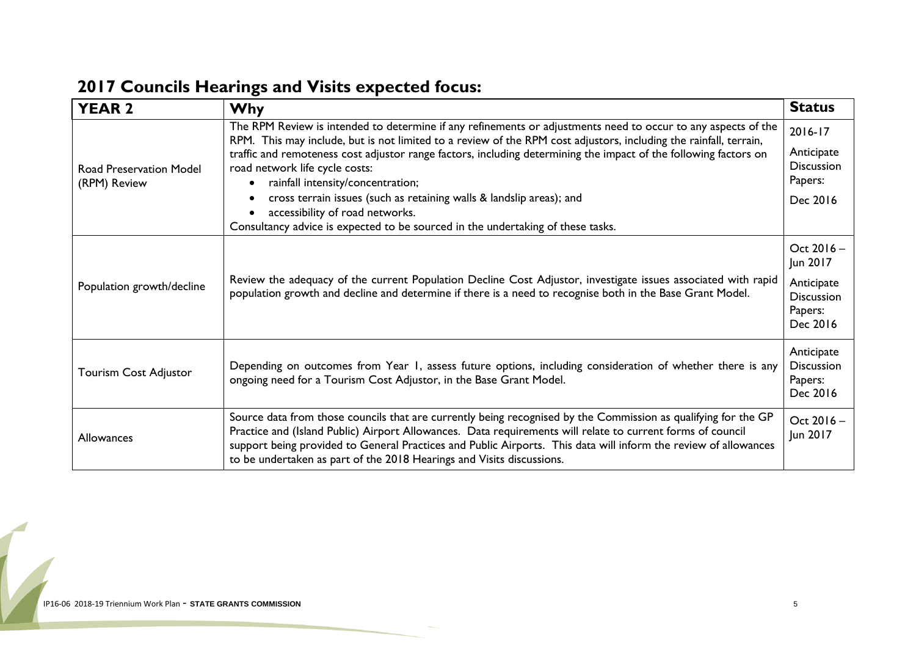## 2017 Councils Hearings and Visits expected focus:

| YEAR 2 | Why | Status |
|---|---|---|
| Road Preservation Model (RPM) Review | The RPM Review is intended to determine if any refinements or adjustments need to occur to any aspects of the RPM. This may include, but is not limited to a review of the RPM cost adjustors, including the rainfall, terrain, traffic and remoteness cost adjustor range factors, including determining the impact of the following factors on road network life cycle costs:<br>• rainfall intensity/concentration;<br>• cross terrain issues (such as retaining walls & landslip areas); and<br>• accessibility of road networks.<br>Consultancy advice is expected to be sourced in the undertaking of these tasks. | 2016-17<br><br>Anticipate Discussion Papers:<br><br>Dec 2016 |
| Population growth/decline | Review the adequacy of the current Population Decline Cost Adjustor, investigate issues associated with rapid population growth and decline and determine if there is a need to recognise both in the Base Grant Model. | Oct 2016 – Jun 2017<br><br>Anticipate Discussion Papers: Dec 2016 |
| Tourism Cost Adjustor | Depending on outcomes from Year 1, assess future options, including consideration of whether there is any ongoing need for a Tourism Cost Adjustor, in the Base Grant Model. | Anticipate Discussion Papers: Dec 2016 |
| Allowances | Source data from those councils that are currently being recognised by the Commission as qualifying for the GP Practice and (Island Public) Airport Allowances. Data requirements will relate to current forms of council support being provided to General Practices and Public Airports. This data will inform the review of allowances to be undertaken as part of the 2018 Hearings and Visits discussions. | Oct 2016 – Jun 2017 |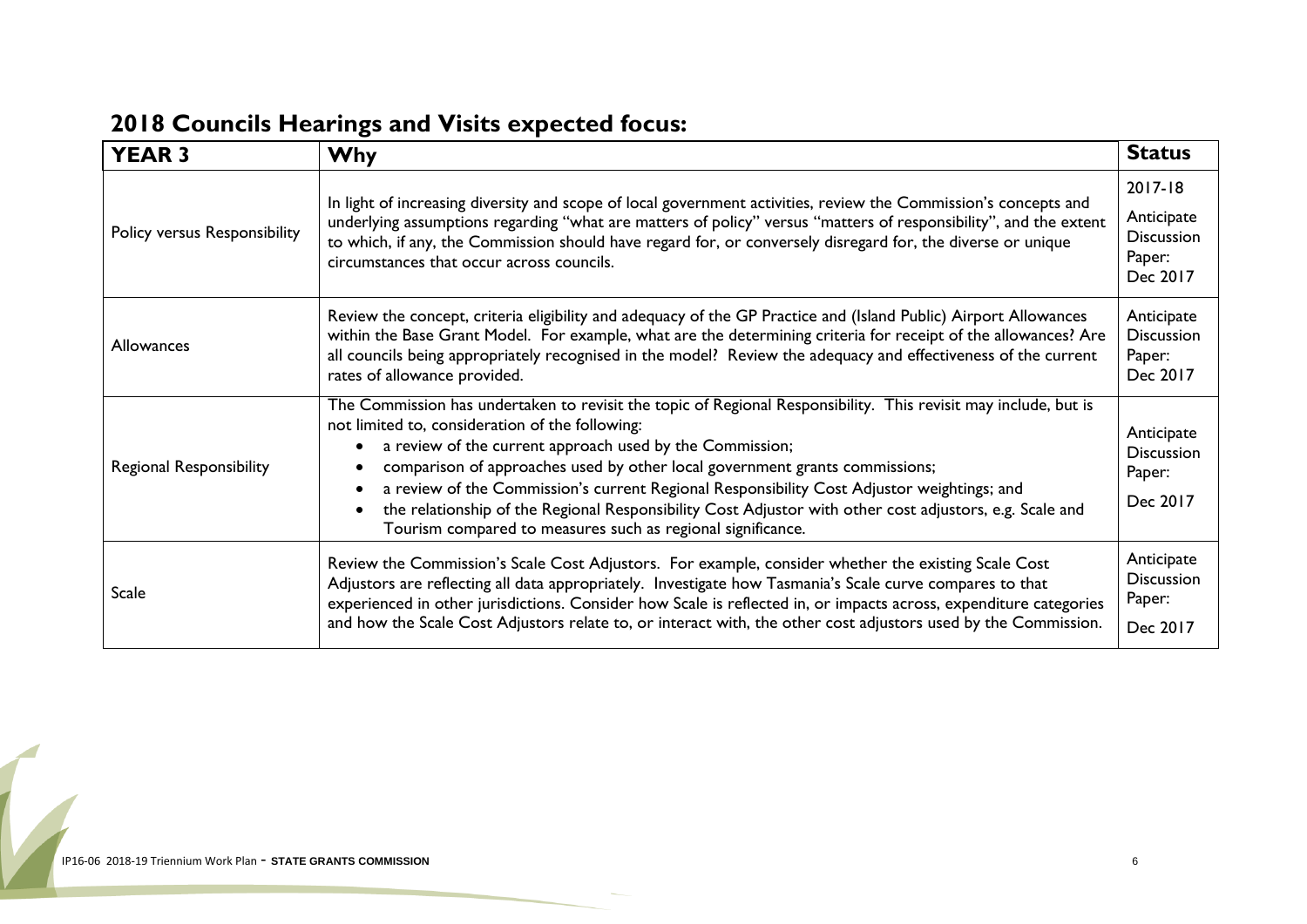## 2018 Councils Hearings and Visits expected focus:

| YEAR 3 | Why | Status |
|---|---|---|
| Policy versus Responsibility | In light of increasing diversity and scope of local government activities, review the Commission's concepts and underlying assumptions regarding "what are matters of policy" versus "matters of responsibility", and the extent to which, if any, the Commission should have regard for, or conversely disregard for, the diverse or unique circumstances that occur across councils. | 2017-18 Anticipate Discussion Paper: Dec 2017 |
| Allowances | Review the concept, criteria eligibility and adequacy of the GP Practice and (Island Public) Airport Allowances within the Base Grant Model. For example, what are the determining criteria for receipt of the allowances? Are all councils being appropriately recognised in the model? Review the adequacy and effectiveness of the current rates of allowance provided. | Anticipate Discussion Paper: Dec 2017 |
| Regional Responsibility | The Commission has undertaken to revisit the topic of Regional Responsibility. This revisit may include, but is not limited to, consideration of the following:<br>• a review of the current approach used by the Commission;<br>• comparison of approaches used by other local government grants commissions;<br>• a review of the Commission's current Regional Responsibility Cost Adjustor weightings; and<br>• the relationship of the Regional Responsibility Cost Adjustor with other cost adjustors, e.g. Scale and Tourism compared to measures such as regional significance. | Anticipate Discussion Paper: Dec 2017 |
| Scale | Review the Commission's Scale Cost Adjustors. For example, consider whether the existing Scale Cost Adjustors are reflecting all data appropriately. Investigate how Tasmania's Scale curve compares to that experienced in other jurisdictions. Consider how Scale is reflected in, or impacts across, expenditure categories and how the Scale Cost Adjustors relate to, or interact with, the other cost adjustors used by the Commission. | Anticipate Discussion Paper: Dec 2017 |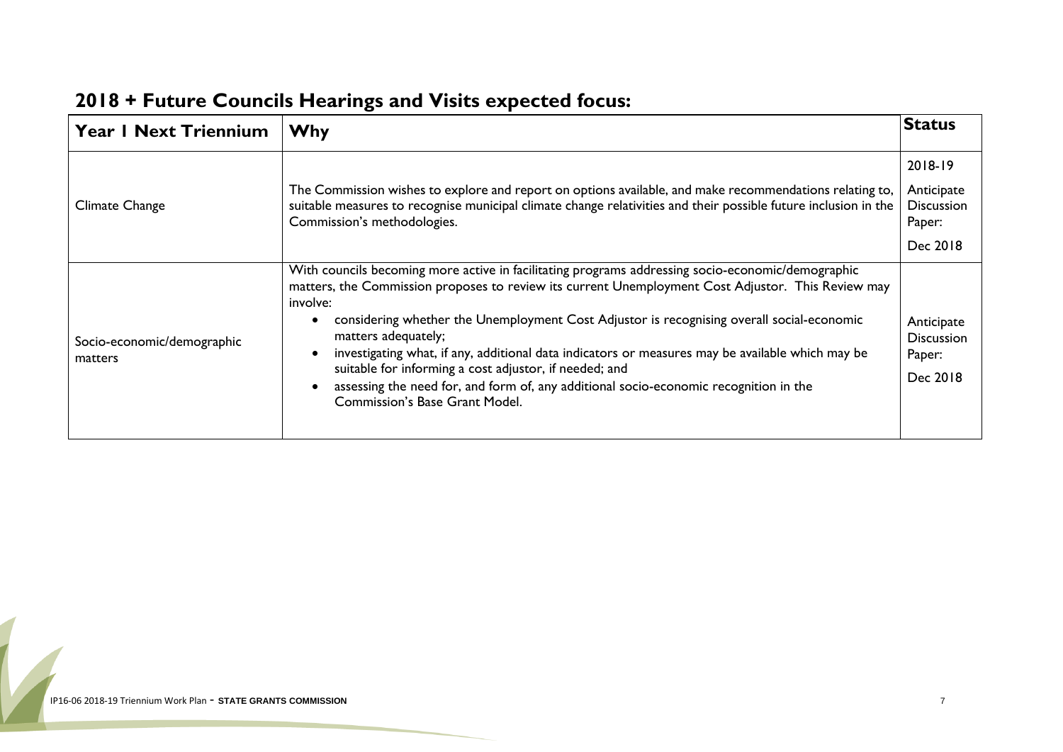## 2018 + Future Councils Hearings and Visits expected focus:

| Year 1 Next Triennium | Why | Status |
|---|---|---|
| Climate Change | The Commission wishes to explore and report on options available, and make recommendations relating to, suitable measures to recognise municipal climate change relativities and their possible future inclusion in the Commission's methodologies. | 2018-19<br><br>Anticipate Discussion Paper:<br><br>Dec 2018 |
| Socio-economic/demographic matters | With councils becoming more active in facilitating programs addressing socio-economic/demographic matters, the Commission proposes to review its current Unemployment Cost Adjustor. This Review may involve:<br>• considering whether the Unemployment Cost Adjustor is recognising overall social-economic matters adequately;<br>• investigating what, if any, additional data indicators or measures may be available which may be suitable for informing a cost adjustor, if needed; and<br>• assessing the need for, and form of, any additional socio-economic recognition in the Commission's Base Grant Model. | Anticipate Discussion Paper:<br><br>Dec 2018 |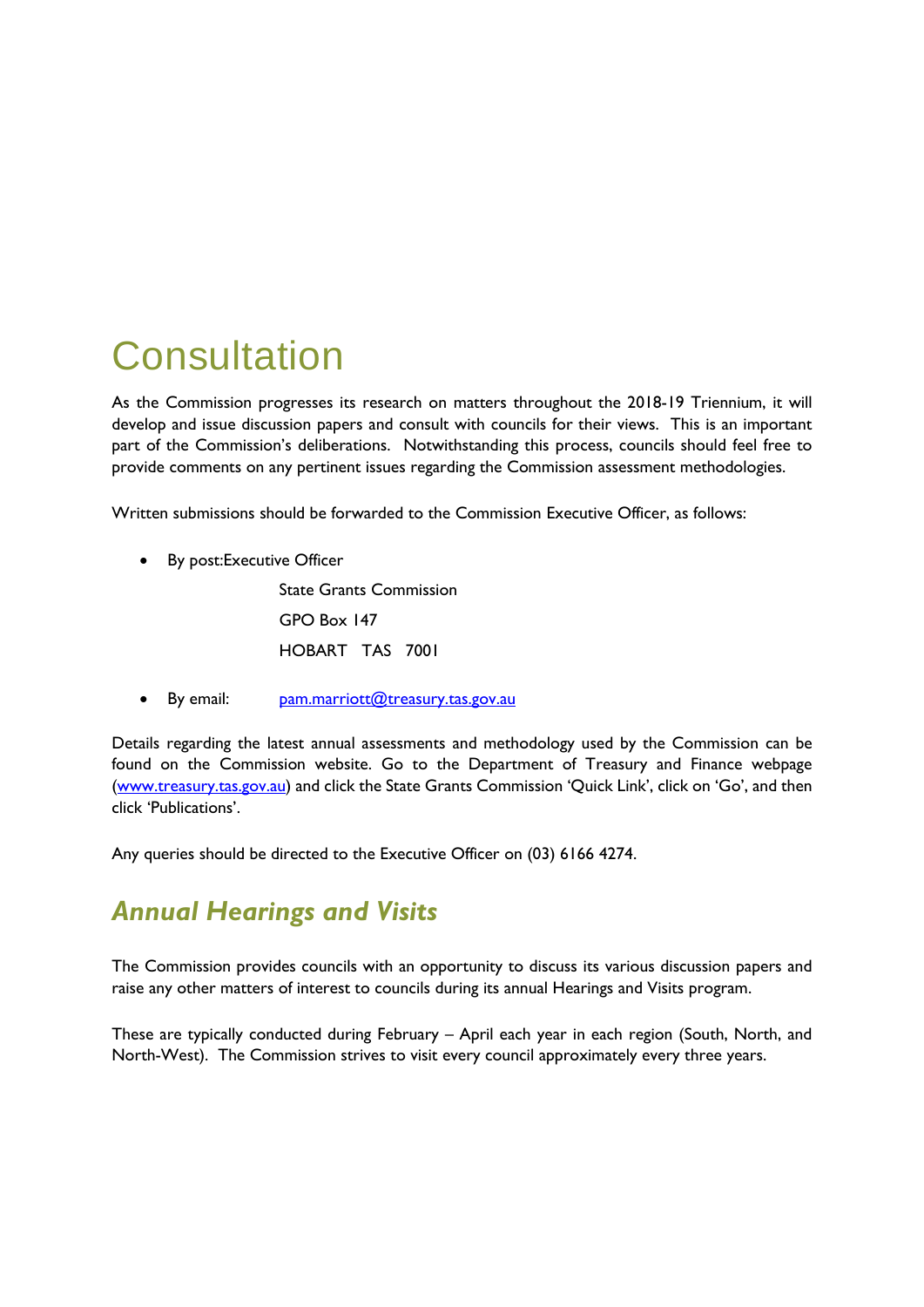# Consultation

As the Commission progresses its research on matters throughout the 2018-19 Triennium, it will develop and issue discussion papers and consult with councils for their views. This is an important part of the Commission's deliberations. Notwithstanding this process, councils should feel free to provide comments on any pertinent issues regarding the Commission assessment methodologies.

Written submissions should be forwarded to the Commission Executive Officer, as follows:

- By post: Executive Officer

  State Grants Commission

  GPO Box 147

  HOBART TAS 7001

- By email: pam.marriott@treasury.tas.gov.au

Details regarding the latest annual assessments and methodology used by the Commission can be found on the Commission website. Go to the Department of Treasury and Finance webpage (www.treasury.tas.gov.au) and click the State Grants Commission 'Quick Link', click on 'Go', and then click 'Publications'.

Any queries should be directed to the Executive Officer on (03) 6166 4274.

## *Annual Hearings and Visits*

The Commission provides councils with an opportunity to discuss its various discussion papers and raise any other matters of interest to councils during its annual Hearings and Visits program.

These are typically conducted during February – April each year in each region (South, North, and North-West). The Commission strives to visit every council approximately every three years.